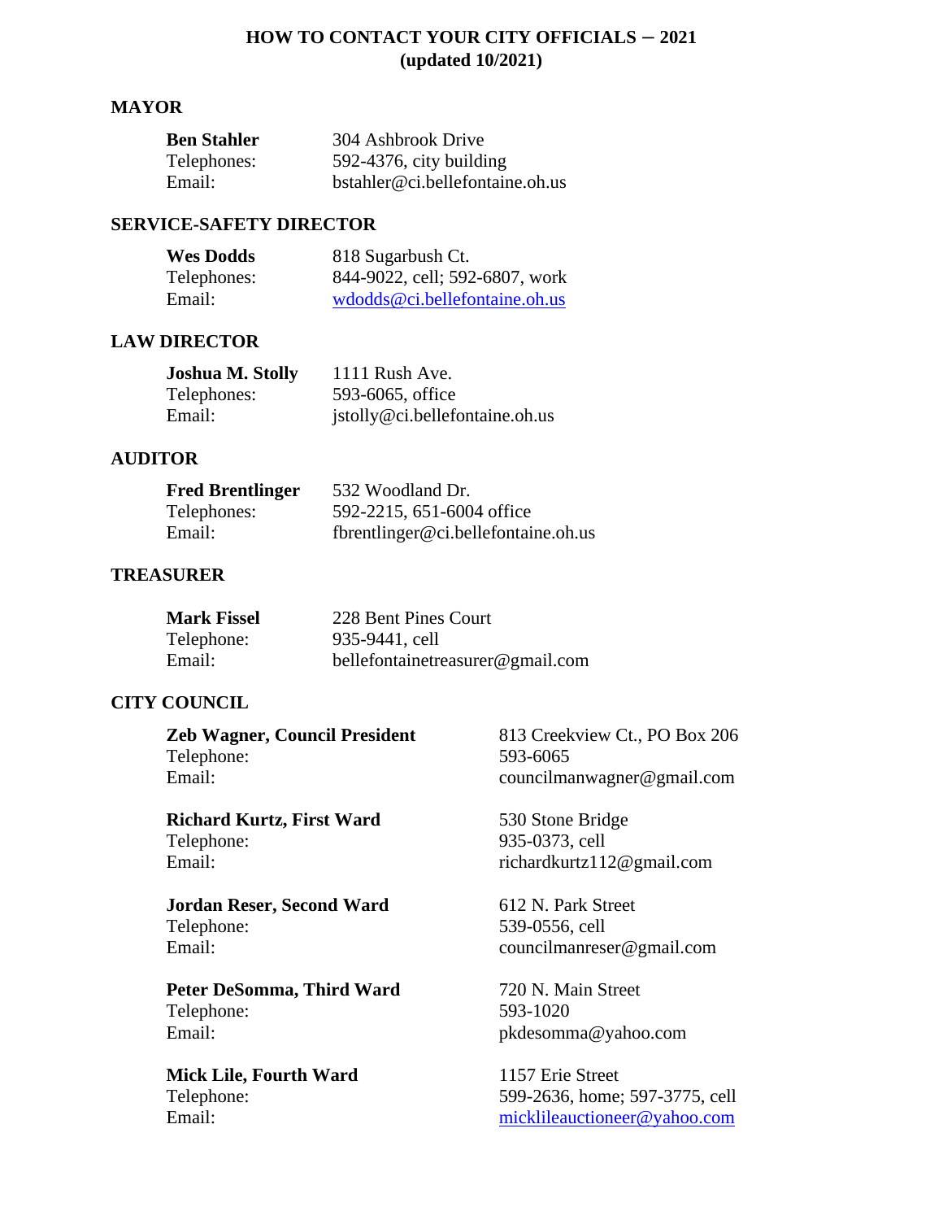# HOW TO CONTACT YOUR CITY OFFICIALS – 2021
**(updated 10/2021)**

## MAYOR

| | |
|---|---|
| **Ben Stahler** | 304 Ashbrook Drive |
| Telephones: | 592-4376, city building |
| Email: | bstahler@ci.bellefontaine.oh.us |

## SERVICE-SAFETY DIRECTOR

| | |
|---|---|
| **Wes Dodds** | 818 Sugarbush Ct. |
| Telephones: | 844-9022, cell; 592-6807, work |
| Email: | wdodds@ci.bellefontaine.oh.us |

## LAW DIRECTOR

| | |
|---|---|
| **Joshua M. Stolly** | 1111 Rush Ave. |
| Telephones: | 593-6065, office |
| Email: | jstolly@ci.bellefontaine.oh.us |

## AUDITOR

| | |
|---|---|
| **Fred Brentlinger** | 532 Woodland Dr. |
| Telephones: | 592-2215, 651-6004 office |
| Email: | fbrentlinger@ci.bellefontaine.oh.us |

## TREASURER

| | |
|---|---|
| **Mark Fissel** | 228 Bent Pines Court |
| Telephone: | 935-9441, cell |
| Email: | bellefontainetreasurer@gmail.com |

## CITY COUNCIL

| | |
|---|---|
| **Zeb Wagner, Council President** | 813 Creekview Ct., PO Box 206 |
| Telephone: | 593-6065 |
| Email: | councilmanwagner@gmail.com |

| | |
|---|---|
| **Richard Kurtz, First Ward** | 530 Stone Bridge |
| Telephone: | 935-0373, cell |
| Email: | richardkurtz112@gmail.com |

| | |
|---|---|
| **Jordan Reser, Second Ward** | 612 N. Park Street |
| Telephone: | 539-0556, cell |
| Email: | councilmanreser@gmail.com |

| | |
|---|---|
| **Peter DeSomma, Third Ward** | 720 N. Main Street |
| Telephone: | 593-1020 |
| Email: | pkdesomma@yahoo.com |

| | |
|---|---|
| **Mick Lile, Fourth Ward** | 1157 Erie Street |
| Telephone: | 599-2636, home; 597-3775, cell |
| Email: | micklileauctioneer@yahoo.com |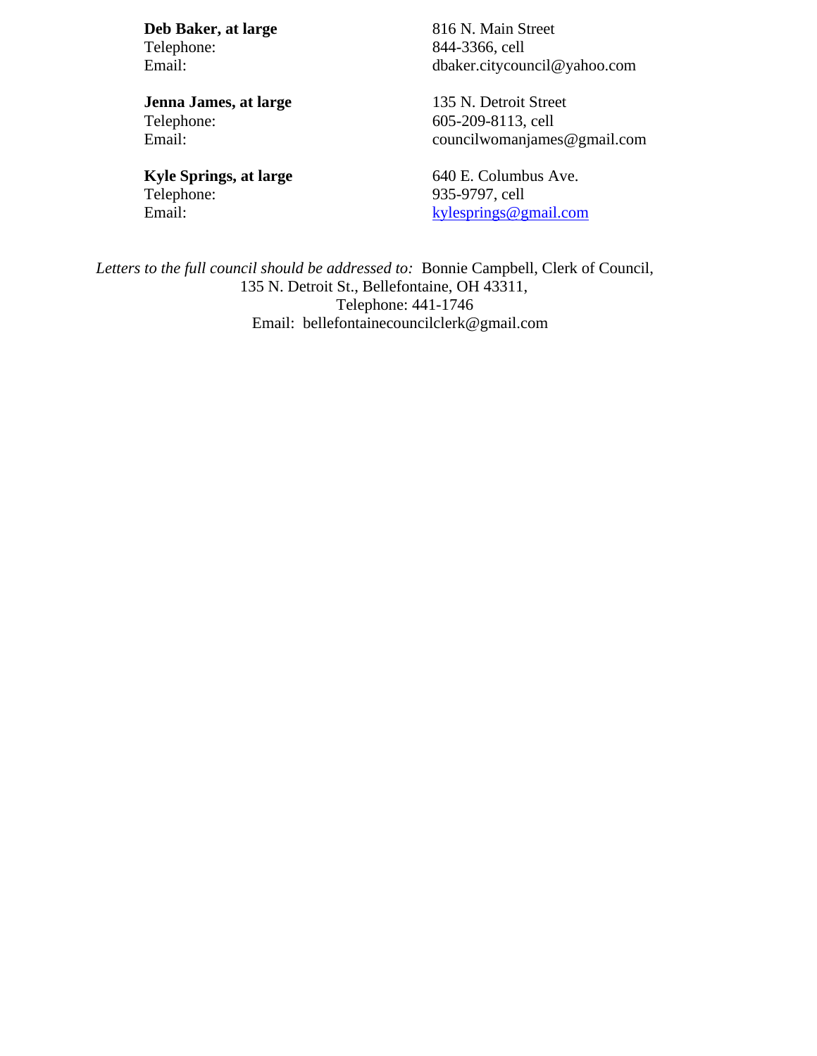**Deb Baker, at large**
Telephone:
Email:

816 N. Main Street
844-3366, cell
dbaker.citycouncil@yahoo.com

**Jenna James, at large**
Telephone:
Email:

135 N. Detroit Street
605-209-8113, cell
councilwomanjames@gmail.com

**Kyle Springs, at large**
Telephone:
Email:

640 E. Columbus Ave.
935-9797, cell
kylesprings@gmail.com

*Letters to the full council should be addressed to:* Bonnie Campbell, Clerk of Council,
135 N. Detroit St., Bellefontaine, OH 43311,
Telephone: 441-1746
Email: bellefontainecouncilclerk@gmail.com